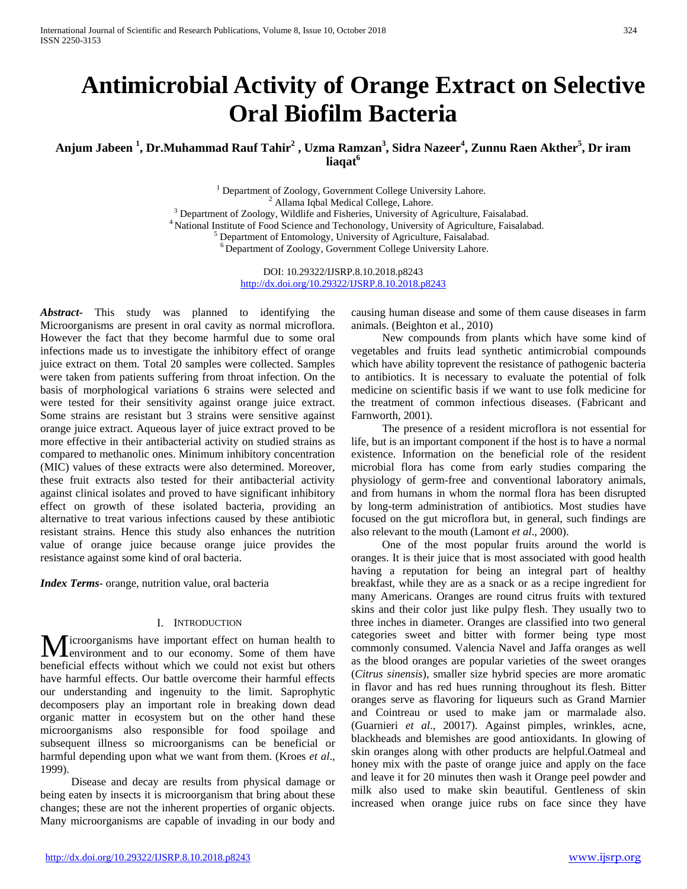# Antimicrobial Activity of Orange Extract on Selective Oral Biofilm Bacteria

**Anjum Jabeen [1], Dr.Muhammad Rauf Tahir[2] , Uzma Ramzan[3], Sidra Nazeer[4], Zunnu Raen Akther[5], Dr iram liaqat[6]**

[1] Department of Zoology, Government College University Lahore.
[2] Allama Iqbal Medical College, Lahore.
[3] Department of Zoology, Wildlife and Fisheries, University of Agriculture, Faisalabad.
[4] National Institute of Food Science and Techonology, University of Agriculture, Faisalabad.
[5] Department of Entomology, University of Agriculture, Faisalabad.
[6] Department of Zoology, Government College University Lahore.

DOI: 10.29322/IJSRP.8.10.2018.p8243
http://dx.doi.org/10.29322/IJSRP.8.10.2018.p8243

***Abstract***- This study was planned to identifying the Microorganisms are present in oral cavity as normal microflora. However the fact that they become harmful due to some oral infections made us to investigate the inhibitory effect of orange juice extract on them. Total 20 samples were collected. Samples were taken from patients suffering from throat infection. On the basis of morphological variations 6 strains were selected and were tested for their sensitivity against orange juice extract. Some strains are resistant but 3 strains were sensitive against orange juice extract. Aqueous layer of juice extract proved to be more effective in their antibacterial activity on studied strains as compared to methanolic ones. Minimum inhibitory concentration (MIC) values of these extracts were also determined. Moreover, these fruit extracts also tested for their antibacterial activity against clinical isolates and proved to have significant inhibitory effect on growth of these isolated bacteria, providing an alternative to treat various infections caused by these antibiotic resistant strains. Hence this study also enhances the nutrition value of orange juice because orange juice provides the resistance against some kind of oral bacteria.

***Index Terms***- orange, nutrition value, oral bacteria

## I. Introduction

Microorganisms have important effect on human health to environment and to our economy. Some of them have beneficial effects without which we could not exist but others have harmful effects. Our battle overcome their harmful effects our understanding and ingenuity to the limit. Saprophytic decomposers play an important role in breaking down dead organic matter in ecosystem but on the other hand these microorganisms also responsible for food spoilage and subsequent illness so microorganisms can be beneficial or harmful depending upon what we want from them. (Kroes *et al*., 1999).

Disease and decay are results from physical damage or being eaten by insects it is microorganism that bring about these changes; these are not the inherent properties of organic objects. Many microorganisms are capable of invading in our body and causing human disease and some of them cause diseases in farm animals. (Beighton et al., 2010)

New compounds from plants which have some kind of vegetables and fruits lead synthetic antimicrobial compounds which have ability toprevent the resistance of pathogenic bacteria to antibiotics. It is necessary to evaluate the potential of folk medicine on scientific basis if we want to use folk medicine for the treatment of common infectious diseases. (Fabricant and Farnworth, 2001).

The presence of a resident microflora is not essential for life, but is an important component if the host is to have a normal existence. Information on the beneficial role of the resident microbial flora has come from early studies comparing the physiology of germ-free and conventional laboratory animals, and from humans in whom the normal flora has been disrupted by long-term administration of antibiotics. Most studies have focused on the gut microflora but, in general, such findings are also relevant to the mouth (Lamont *et al*., 2000).

One of the most popular fruits around the world is oranges. It is their juice that is most associated with good health having a reputation for being an integral part of healthy breakfast, while they are as a snack or as a recipe ingredient for many Americans. Oranges are round citrus fruits with textured skins and their color just like pulpy flesh. They usually two to three inches in diameter. Oranges are classified into two general categories sweet and bitter with former being type most commonly consumed. Valencia Navel and Jaffa oranges as well as the blood oranges are popular varieties of the sweet oranges (*Citrus sinensis*), smaller size hybrid species are more aromatic in flavor and has red hues running throughout its flesh. Bitter oranges serve as flavoring for liqueurs such as Grand Marnier and Cointreau or used to make jam or marmalade also. (Guarnieri *et al*., 20017). Against pimples, wrinkles, acne, blackheads and blemishes are good antioxidants. In glowing of skin oranges along with other products are helpful.Oatmeal and honey mix with the paste of orange juice and apply on the face and leave it for 20 minutes then wash it Orange peel powder and milk also used to make skin beautiful. Gentleness of skin increased when orange juice rubs on face since they have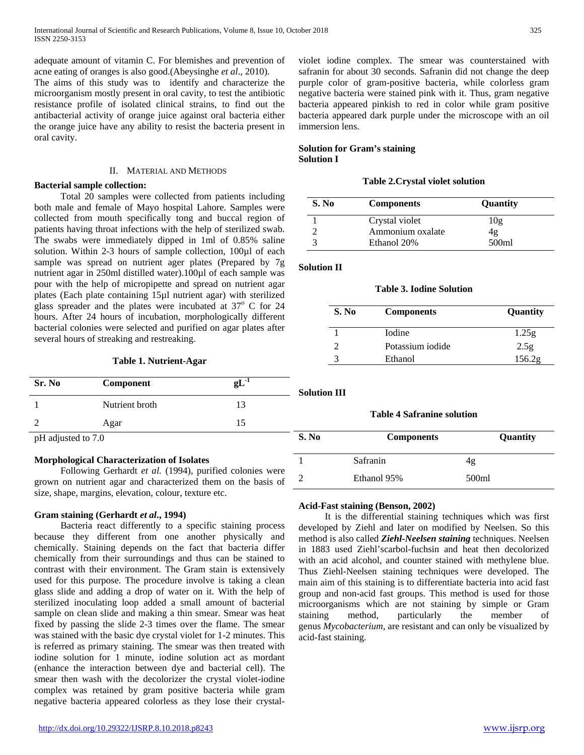adequate amount of vitamin C. For blemishes and prevention of acne eating of oranges is also good.(Abeysinghe *et al*., 2010).

The aims of this study was to identify and characterize the microorganism mostly present in oral cavity, to test the antibiotic resistance profile of isolated clinical strains, to find out the antibacterial activity of orange juice against oral bacteria either the orange juice have any ability to resist the bacteria present in oral cavity.

## II. Material and Methods

**Bacterial sample collection:**

Total 20 samples were collected from patients including both male and female of Mayo hospital Lahore. Samples were collected from mouth specifically tong and buccal region of patients having throat infections with the help of sterilized swab. The swabs were immediately dipped in 1ml of 0.85% saline solution. Within 2-3 hours of sample collection, 100µl of each sample was spread on nutrient ager plates (Prepared by 7g nutrient agar in 250ml distilled water).100µl of each sample was pour with the help of micropipette and spread on nutrient agar plates (Each plate containing 15µl nutrient agar) with sterilized glass spreader and the plates were incubated at $37^o$ C for 24 hours. After 24 hours of incubation, morphologically different bacterial colonies were selected and purified on agar plates after several hours of streaking and restreaking.

**Table 1. Nutrient-Agar**

| Sr. No | Component | $gL^{-1}$ |
|---|---|---|
| 1 | Nutrient broth | 13 |
| 2 | Agar | 15 |

pH adjusted to 7.0

**Morphological Characterization of Isolates**

Following Gerhardt *et al.* (1994), purified colonies were grown on nutrient agar and characterized them on the basis of size, shape, margins, elevation, colour, texture etc.

**Gram staining (Gerhardt *et al*., 1994)**

Bacteria react differently to a specific staining process because they different from one another physically and chemically. Staining depends on the fact that bacteria differ chemically from their surroundings and thus can be stained to contrast with their environment. The Gram stain is extensively used for this purpose. The procedure involve is taking a clean glass slide and adding a drop of water on it. With the help of sterilized inoculating loop added a small amount of bacterial sample on clean slide and making a thin smear. Smear was heat fixed by passing the slide 2-3 times over the flame. The smear was stained with the basic dye crystal violet for 1-2 minutes. This is referred as primary staining. The smear was then treated with iodine solution for 1 minute, iodine solution act as mordant (enhance the interaction between dye and bacterial cell). The smear then wash with the decolorizer the crystal violet-iodine complex was retained by gram positive bacteria while gram negative bacteria appeared colorless as they lose their crystal-violet iodine complex. The smear was counterstained with safranin for about 30 seconds. Safranin did not change the deep purple color of gram-positive bacteria, while colorless gram negative bacteria were stained pink with it. Thus, gram negative bacteria appeared pinkish to red in color while gram positive bacteria appeared dark purple under the microscope with an oil immersion lens.

**Solution for Gram's staining**
**Solution I**

**Table 2.Crystal violet solution**

| S. No | Components | Quantity |
|---|---|---|
| 1 | Crystal violet | 10g |
| 2 | Ammonium oxalate | 4g |
| 3 | Ethanol 20% | 500ml |

**Solution II**

**Table 3. Iodine Solution**

| S. No | Components | Quantity |
|---|---|---|
| 1 | Iodine | 1.25g |
| 2 | Potassium iodide | 2.5g |
| 3 | Ethanol | 156.2g |

**Solution III**

**Table 4 Safranine solution**

| S. No | Components | Quantity |
|---|---|---|
| 1 | Safranin | 4g |
| 2 | Ethanol 95% | 500ml |

**Acid-Fast staining (Benson, 2002)**

It is the differential staining techniques which was first developed by Ziehl and later on modified by Neelsen. So this method is also called ***Ziehl-Neelsen staining*** techniques. Neelsen in 1883 used Ziehl'scarbol-fuchsin and heat then decolorized with an acid alcohol, and counter stained with methylene blue. Thus Ziehl-Neelsen staining techniques were developed. The main aim of this staining is to differentiate bacteria into acid fast group and non-acid fast groups. This method is used for those microorganisms which are not staining by simple or Gram staining method, particularly the member of genus *Mycobacterium*, are resistant and can only be visualized by acid-fast staining.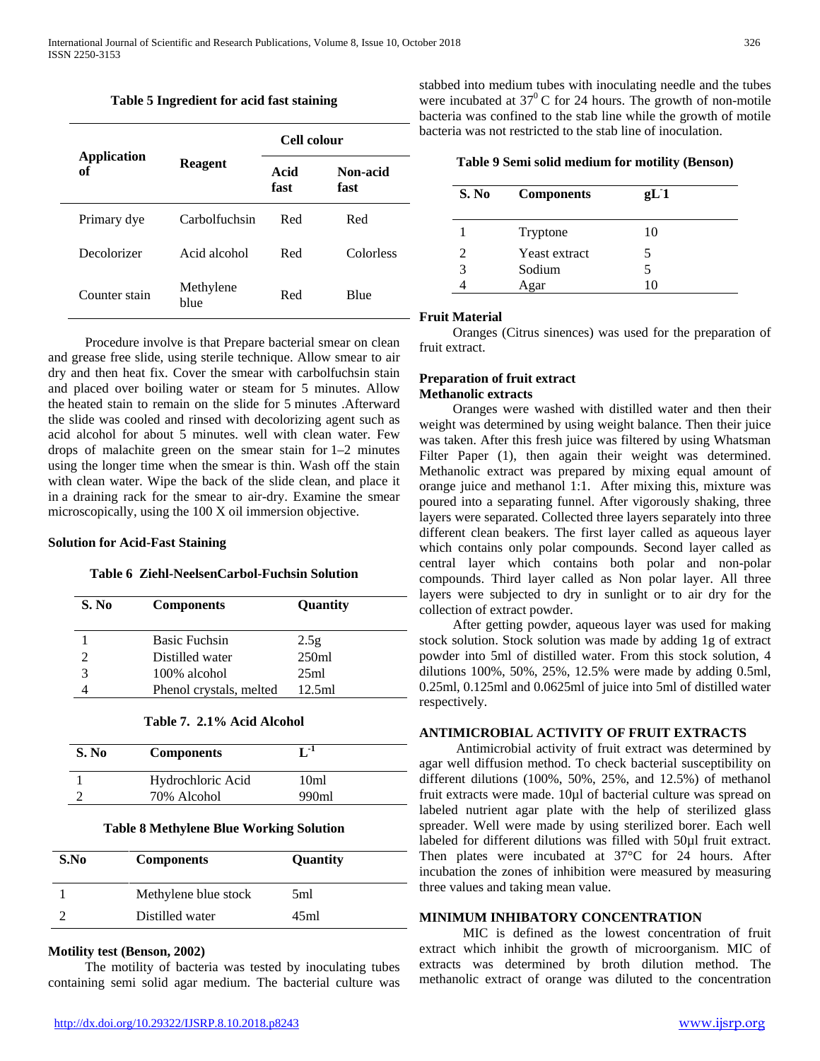**Table 5 Ingredient for acid fast staining**

| Application of | Reagent | Cell colour | |
|---|---|---|---|
| | | Acid fast | Non-acid fast |
| Primary dye | Carbolfuchsin | Red | Red |
| Decolorizer | Acid alcohol | Red | Colorless |
| Counter stain | Methylene blue | Red | Blue |

Procedure involve is that Prepare bacterial smear on clean and grease free slide, using sterile technique. Allow smear to air dry and then heat fix. Cover the smear with carbolfuchsin stain and placed over boiling water or steam for 5 minutes. Allow the heated stain to remain on the slide for 5 minutes .Afterward the slide was cooled and rinsed with decolorizing agent such as acid alcohol for about 5 minutes. well with clean water. Few drops of malachite green on the smear stain for 1–2 minutes using the longer time when the smear is thin. Wash off the stain with clean water. Wipe the back of the slide clean, and place it in a draining rack for the smear to air-dry. Examine the smear microscopically, using the 100 X oil immersion objective.

**Solution for Acid-Fast Staining**

**Table 6 Ziehl-NeelsenCarbol-Fuchsin Solution**

| S. No | Components | Quantity |
|---|---|---|
| 1 | Basic Fuchsin | 2.5g |
| 2 | Distilled water | 250ml |
| 3 | 100% alcohol | 25ml |
| 4 | Phenol crystals, melted | 12.5ml |

**Table 7. 2.1% Acid Alcohol**

| S. No | Components | $L^{-1}$ |
|---|---|---|
| 1 | Hydrochloric Acid | 10ml |
| 2 | 70% Alcohol | 990ml |

**Table 8 Methylene Blue Working Solution**

| S.No | Components | Quantity |
|---|---|---|
| 1 | Methylene blue stock | 5ml |
| 2 | Distilled water | 45ml |

**Motility test (Benson, 2002)**

The motility of bacteria was tested by inoculating tubes containing semi solid agar medium. The bacterial culture was stabbed into medium tubes with inoculating needle and the tubes were incubated at $37^0$ C for 24 hours. The growth of non-motile bacteria was confined to the stab line while the growth of motile bacteria was not restricted to the stab line of inoculation.

**Table 9 Semi solid medium for motility (Benson)**

| S. No | Components | $gL^{-}1$ |
|---|---|---|
| 1 | Tryptone | 10 |
| 2 | Yeast extract | 5 |
| 3 | Sodium | 5 |
| 4 | Agar | 10 |

**Fruit Material**

Oranges (Citrus sinences) was used for the preparation of fruit extract.

**Preparation of fruit extract**

**Methanolic extracts**

Oranges were washed with distilled water and then their weight was determined by using weight balance. Then their juice was taken. After this fresh juice was filtered by using Whatsman Filter Paper (1), then again their weight was determined. Methanolic extract was prepared by mixing equal amount of orange juice and methanol 1:1. After mixing this, mixture was poured into a separating funnel. After vigorously shaking, three layers were separated. Collected three layers separately into three different clean beakers. The first layer called as aqueous layer which contains only polar compounds. Second layer called as central layer which contains both polar and non-polar compounds. Third layer called as Non polar layer. All three layers were subjected to dry in sunlight or to air dry for the collection of extract powder.

After getting powder, aqueous layer was used for making stock solution. Stock solution was made by adding 1g of extract powder into 5ml of distilled water. From this stock solution, 4 dilutions 100%, 50%, 25%, 12.5% were made by adding 0.5ml, 0.25ml, 0.125ml and 0.0625ml of juice into 5ml of distilled water respectively.

## ANTIMICROBIAL ACTIVITY OF FRUIT EXTRACTS

Antimicrobial activity of fruit extract was determined by agar well diffusion method. To check bacterial susceptibility on different dilutions (100%, 50%, 25%, and 12.5%) of methanol fruit extracts were made. 10µl of bacterial culture was spread on labeled nutrient agar plate with the help of sterilized glass spreader. Well were made by using sterilized borer. Each well labeled for different dilutions was filled with 50µl fruit extract. Then plates were incubated at 37°C for 24 hours. After incubation the zones of inhibition were measured by measuring three values and taking mean value.

## MINIMUM INHIBATORY CONCENTRATION

MIC is defined as the lowest concentration of fruit extract which inhibit the growth of microorganism. MIC of extracts was determined by broth dilution method. The methanolic extract of orange was diluted to the concentration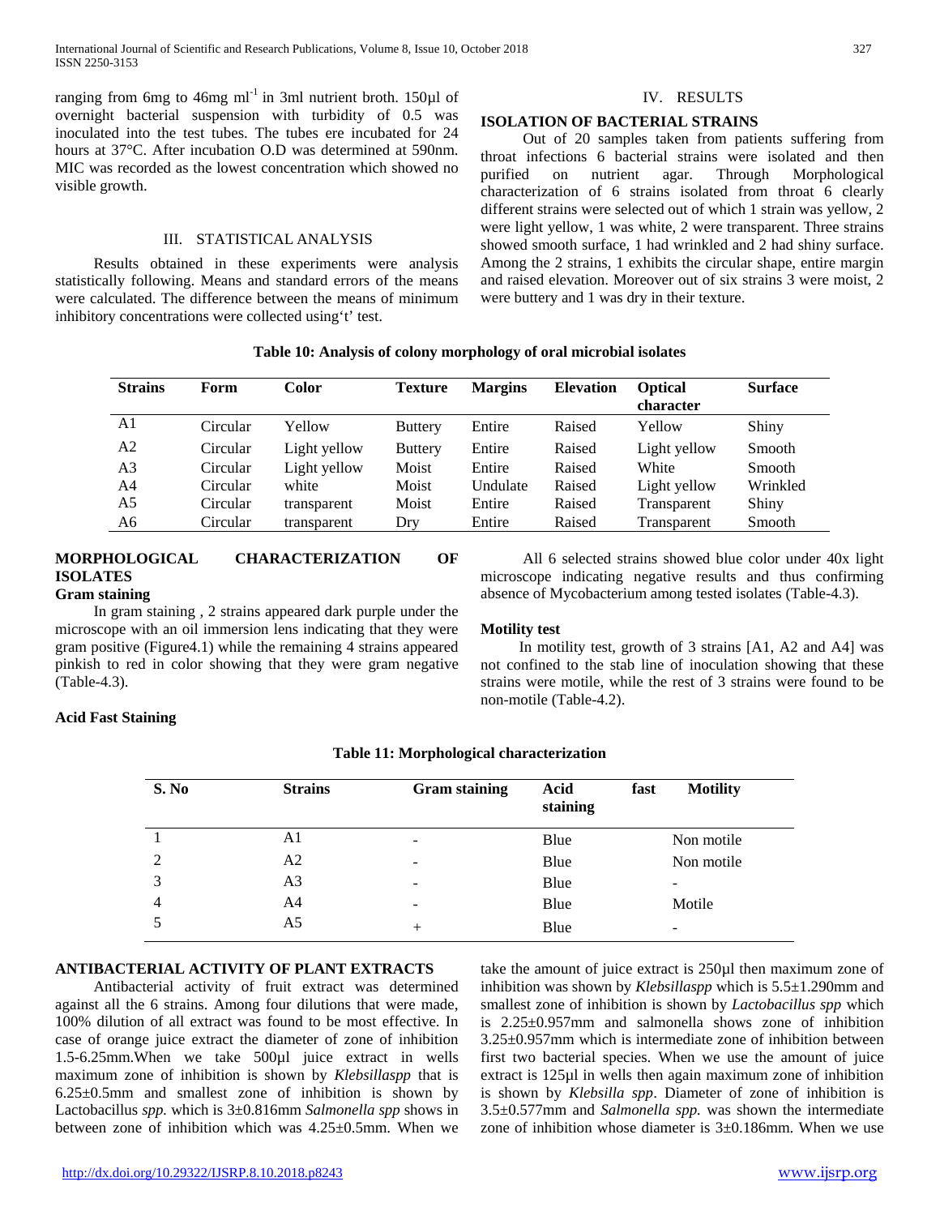ranging from 6mg to 46mg $ml^{-1}$ in 3ml nutrient broth. 150µl of overnight bacterial suspension with turbidity of 0.5 was inoculated into the test tubes. The tubes ere incubated for 24 hours at 37°C. After incubation O.D was determined at 590nm. MIC was recorded as the lowest concentration which showed no visible growth.

## III. STATISTICAL ANALYSIS

Results obtained in these experiments were analysis statistically following. Means and standard errors of the means were calculated. The difference between the means of minimum inhibitory concentrations were collected using't' test.

## IV. RESULTS

### ISOLATION OF BACTERIAL STRAINS

Out of 20 samples taken from patients suffering from throat infections 6 bacterial strains were isolated and then purified on nutrient agar. Through Morphological characterization of 6 strains isolated from throat 6 clearly different strains were selected out of which 1 strain was yellow, 2 were light yellow, 1 was white, 2 were transparent. Three strains showed smooth surface, 1 had wrinkled and 2 had shiny surface. Among the 2 strains, 1 exhibits the circular shape, entire margin and raised elevation. Moreover out of six strains 3 were moist, 2 were buttery and 1 was dry in their texture.

**Table 10: Analysis of colony morphology of oral microbial isolates**

| Strains | Form | Color | Texture | Margins | Elevation | Optical character | Surface |
|---|---|---|---|---|---|---|---|
| A1 | Circular | Yellow | Buttery | Entire | Raised | Yellow | Shiny |
| A2 | Circular | Light yellow | Buttery | Entire | Raised | Light yellow | Smooth |
| A3 | Circular | Light yellow | Moist | Entire | Raised | White | Smooth |
| A4 | Circular | white | Moist | Undulate | Raised | Light yellow | Wrinkled |
| A5 | Circular | transparent | Moist | Entire | Raised | Transparent | Shiny |
| A6 | Circular | transparent | Dry | Entire | Raised | Transparent | Smooth |

### MORPHOLOGICAL CHARACTERIZATION OF ISOLATES

**Gram staining**

In gram staining , 2 strains appeared dark purple under the microscope with an oil immersion lens indicating that they were gram positive (Figure4.1) while the remaining 4 strains appeared pinkish to red in color showing that they were gram negative (Table-4.3).

**Acid Fast Staining**

All 6 selected strains showed blue color under 40x light microscope indicating negative results and thus confirming absence of Mycobacterium among tested isolates (Table-4.3).

**Motility test**

In motility test, growth of 3 strains [A1, A2 and A4] was not confined to the stab line of inoculation showing that these strains were motile, while the rest of 3 strains were found to be non-motile (Table-4.2).

**Table 11: Morphological characterization**

| S. No | Strains | Gram staining | Acid fast staining | Motility |
|---|---|---|---|---|
| 1 | A1 | - | Blue | Non motile |
| 2 | A2 | - | Blue | Non motile |
| 3 | A3 | - | Blue | - |
| 4 | A4 | - | Blue | Motile |
| 5 | A5 | + | Blue | - |

### ANTIBACTERIAL ACTIVITY OF PLANT EXTRACTS

Antibacterial activity of fruit extract was determined against all the 6 strains. Among four dilutions that were made, 100% dilution of all extract was found to be most effective. In case of orange juice extract the diameter of zone of inhibition 1.5-6.25mm.When we take 500µl juice extract in wells maximum zone of inhibition is shown by *Klebsillaspp* that is 6.25±0.5mm and smallest zone of inhibition is shown by Lactobacillus *spp.* which is 3±0.816mm *Salmonella spp* shows in between zone of inhibition which was 4.25±0.5mm. When we take the amount of juice extract is 250µl then maximum zone of inhibition was shown by *Klebsillaspp* which is 5.5±1.290mm and smallest zone of inhibition is shown by *Lactobacillus spp* which is 2.25±0.957mm and salmonella shows zone of inhibition 3.25±0.957mm which is intermediate zone of inhibition between first two bacterial species. When we use the amount of juice extract is 125µl in wells then again maximum zone of inhibition is shown by *Klebsilla spp*. Diameter of zone of inhibition is 3.5±0.577mm and *Salmonella spp.* was shown the intermediate zone of inhibition whose diameter is 3±0.186mm. When we use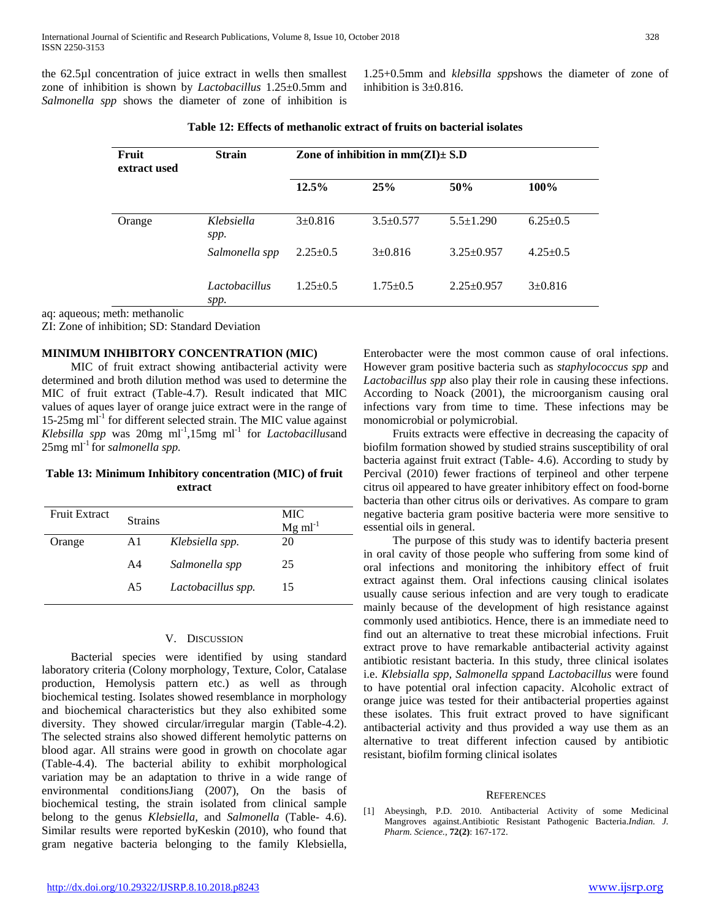the 62.5µl concentration of juice extract in wells then smallest zone of inhibition is shown by *Lactobacillus* 1.25±0.5mm and *Salmonella spp* shows the diameter of zone of inhibition is 1.25+0.5mm and *klebsilla spp*shows the diameter of zone of inhibition is 3±0.816.

**Table 12: Effects of methanolic extract of fruits on bacterial isolates**

| Fruit extract used | Strain | Zone of inhibition in mm(ZI)± S.D | | | |
|---|---|---|---|---|---|
| | | 12.5% | 25% | 50% | 100% |
| Orange | *Klebsiella spp.* | 3±0.816 | 3.5±0.577 | 5.5±1.290 | 6.25±0.5 |
| | *Salmonella spp* | 2.25±0.5 | 3±0.816 | 3.25±0.957 | 4.25±0.5 |
| | *Lactobacillus spp.* | 1.25±0.5 | 1.75±0.5 | 2.25±0.957 | 3±0.816 |

aq: aqueous; meth: methanolic

ZI: Zone of inhibition; SD: Standard Deviation

**MINIMUM INHIBITORY CONCENTRATION (MIC)**

MIC of fruit extract showing antibacterial activity were determined and broth dilution method was used to determine the MIC of fruit extract (Table-4.7). Result indicated that MIC values of aques layer of orange juice extract were in the range of 15-25mg $ml^{-1}$ for different selected strain. The MIC value against *Klebsilla spp* was 20mg $ml^{-1}$,15mg $ml^{-1}$ for *Lactobacillus*and 25mg $ml^{-1}$ for *salmonella spp.*

**Table 13: Minimum Inhibitory concentration (MIC) of fruit extract**

| Fruit Extract | Strains | | MIC Mg $ml^{-1}$ |
|---|---|---|---|
| Orange | A1 | *Klebsiella spp.* | 20 |
| | A4 | *Salmonella spp* | 25 |
| | A5 | *Lactobacillus spp.* | 15 |

## V. Discussion

Bacterial species were identified by using standard laboratory criteria (Colony morphology, Texture, Color, Catalase production, Hemolysis pattern etc.) as well as through biochemical testing. Isolates showed resemblance in morphology and biochemical characteristics but they also exhibited some diversity. They showed circular/irregular margin (Table-4.2). The selected strains also showed different hemolytic patterns on blood agar. All strains were good in growth on chocolate agar (Table-4.4). The bacterial ability to exhibit morphological variation may be an adaptation to thrive in a wide range of environmental conditionsJiang (2007), On the basis of biochemical testing, the strain isolated from clinical sample belong to the genus *Klebsiella,* and *Salmonella* (Table- 4.6). Similar results were reported byKeskin (2010), who found that gram negative bacteria belonging to the family Klebsiella, Enterobacter were the most common cause of oral infections. However gram positive bacteria such as *staphylococcus spp* and *Lactobacillus spp* also play their role in causing these infections. According to Noack (2001), the microorganism causing oral infections vary from time to time. These infections may be monomicrobial or polymicrobial.

Fruits extracts were effective in decreasing the capacity of biofilm formation showed by studied strains susceptibility of oral bacteria against fruit extract (Table- 4.6). According to study by Percival (2010) fewer fractions of terpineol and other terpene citrus oil appeared to have greater inhibitory effect on food-borne bacteria than other citrus oils or derivatives. As compare to gram negative bacteria gram positive bacteria were more sensitive to essential oils in general.

The purpose of this study was to identify bacteria present in oral cavity of those people who suffering from some kind of oral infections and monitoring the inhibitory effect of fruit extract against them. Oral infections causing clinical isolates usually cause serious infection and are very tough to eradicate mainly because of the development of high resistance against commonly used antibiotics. Hence, there is an immediate need to find out an alternative to treat these microbial infections. Fruit extract prove to have remarkable antibacterial activity against antibiotic resistant bacteria. In this study, three clinical isolates i.e. *Klebsialla spp, Salmonella spp*and *Lactobacillus* were found to have potential oral infection capacity. Alcoholic extract of orange juice was tested for their antibacterial properties against these isolates. This fruit extract proved to have significant antibacterial activity and thus provided a way use them as an alternative to treat different infection caused by antibiotic resistant, biofilm forming clinical isolates

## References

[1] Abeysingh, P.D. 2010. Antibacterial Activity of some Medicinal Mangroves against.Antibiotic Resistant Pathogenic Bacteria.*Indian. J. Pharm. Science.,* **72(2)**: 167-172.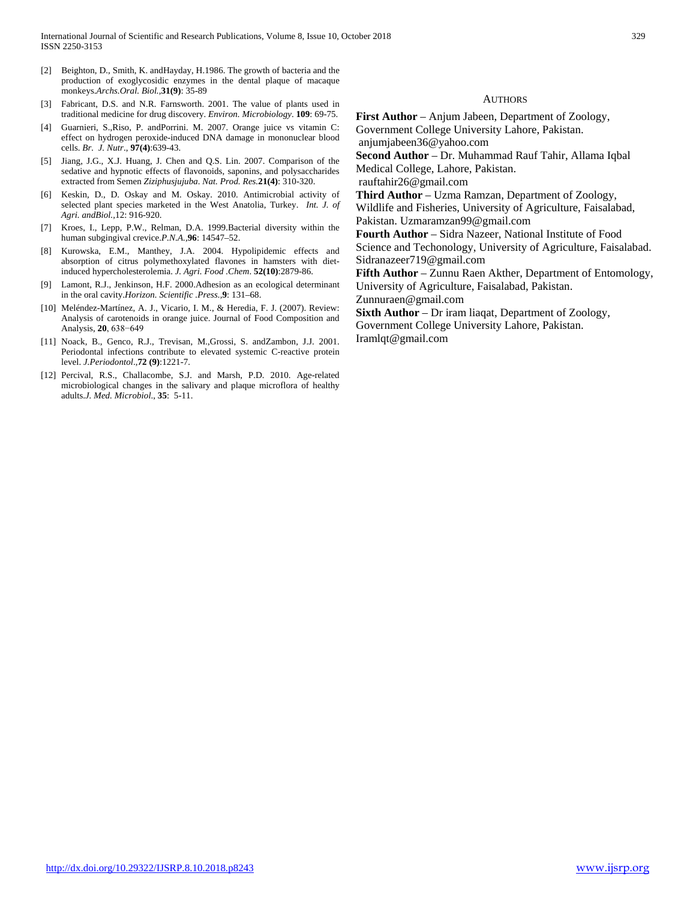[2] Beighton, D., Smith, K. andHayday, H.1986. The growth of bacteria and the production of exoglycosidic enzymes in the dental plaque of macaque monkeys.*Archs.Oral. Biol.*,**31(9)**: 35-89

[3] Fabricant, D.S. and N.R. Farnsworth. 2001. The value of plants used in traditional medicine for drug discovery. *Environ. Microbiology*. **109**: 69-75.

[4] Guarnieri, S.,Riso, P. andPorrini. M. 2007. Orange juice vs vitamin C: effect on hydrogen peroxide-induced DNA damage in mononuclear blood cells. *Br. J. Nutr*., **97(4)**:639-43.

[5] Jiang, J.G., X.J. Huang, J. Chen and Q.S. Lin. 2007. Comparison of the sedative and hypnotic effects of flavonoids, saponins, and polysaccharides extracted from Semen *Ziziphusjujuba*. *Nat. Prod. Res*.**21(4)**: 310-320.

[6] Keskin, D., D. Oskay and M. Oskay. 2010. Antimicrobial activity of selected plant species marketed in the West Anatolia, Turkey. *Int. J. of Agri. andBiol.*,12: 916-920.

[7] Kroes, I., Lepp, P.W., Relman, D.A. 1999.Bacterial diversity within the human subgingival crevice.*P.N.A.*,**96**: 14547–52.

[8] Kurowska, E.M., Manthey, J.A. 2004. Hypolipidemic effects and absorption of citrus polymethoxylated flavones in hamsters with diet-induced hypercholesterolemia. *J. Agri. Food .Chem*. **52(10)**:2879-86.

[9] Lamont, R.J., Jenkinson, H.F. 2000.Adhesion as an ecological determinant in the oral cavity.*Horizon. Scientific .Press.*,**9**: 131–68.

[10] Meléndez-Martínez, A. J., Vicario, I. M., & Heredia, F. J. (2007). Review: Analysis of carotenoids in orange juice. Journal of Food Composition and Analysis, **20**, 638−649

[11] Noack, B., Genco, R.J., Trevisan, M.,Grossi, S. andZambon, J.J. 2001. Periodontal infections contribute to elevated systemic C-reactive protein level. *J.Periodontol*.,**72 (9)**:1221-7.

[12] Percival, R.S., Challacombe, S.J. and Marsh, P.D. 2010. Age-related microbiological changes in the salivary and plaque microflora of healthy adults.*J. Med. Microbiol*., **35**: 5-11.

## AUTHORS

**First Author** – Anjum Jabeen, Department of Zoology, Government College University Lahore, Pakistan. anjumjabeen36@yahoo.com

**Second Author** – Dr. Muhammad Rauf Tahir, Allama Iqbal Medical College, Lahore, Pakistan. rauftahir26@gmail.com

**Third Author** – Uzma Ramzan, Department of Zoology, Wildlife and Fisheries, University of Agriculture, Faisalabad, Pakistan. Uzmaramzan99@gmail.com

**Fourth Author** – Sidra Nazeer, National Institute of Food Science and Techonology, University of Agriculture, Faisalabad. Sidranazeer719@gmail.com

**Fifth Author** – Zunnu Raen Akther, Department of Entomology, University of Agriculture, Faisalabad, Pakistan. Zunnuraen@gmail.com

**Sixth Author** – Dr iram liaqat, Department of Zoology, Government College University Lahore, Pakistan. Iramlqt@gmail.com